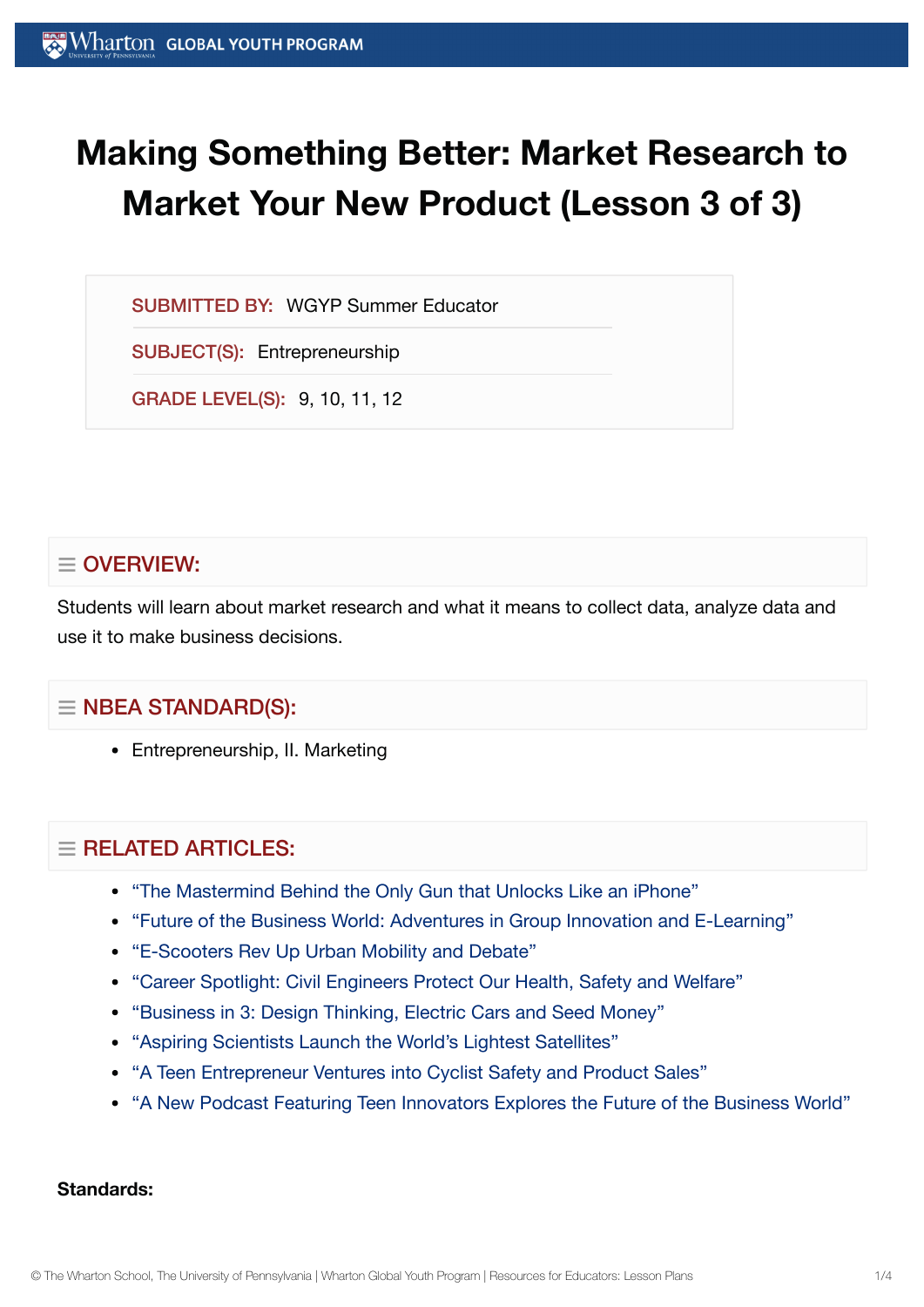# Making Something Better: Market Research to Market Your New Product (Lesson 3 of 3)

**SUBMITTED BY:** WGYP Summer Educator

**SUBJECT(S):** Entrepreneurship

**GRADE LEVEL(S):** 9, 10, 11, 12

## OVERVIEW:

Students will learn about market research and what it means to collect data, analyze data and use it to make business decisions.

## NBEA STANDARD(S):

- Entrepreneurship, II. Marketing

## RELATED ARTICLES:

- "The Mastermind Behind the Only Gun that Unlocks Like an iPhone"
- "Future of the Business World: Adventures in Group Innovation and E-Learning"
- "E-Scooters Rev Up Urban Mobility and Debate"
- "Career Spotlight: Civil Engineers Protect Our Health, Safety and Welfare"
- "Business in 3: Design Thinking, Electric Cars and Seed Money"
- "Aspiring Scientists Launch the World's Lightest Satellites"
- "A Teen Entrepreneur Ventures into Cyclist Safety and Product Sales"
- "A New Podcast Featuring Teen Innovators Explores the Future of the Business World"

**Standards:**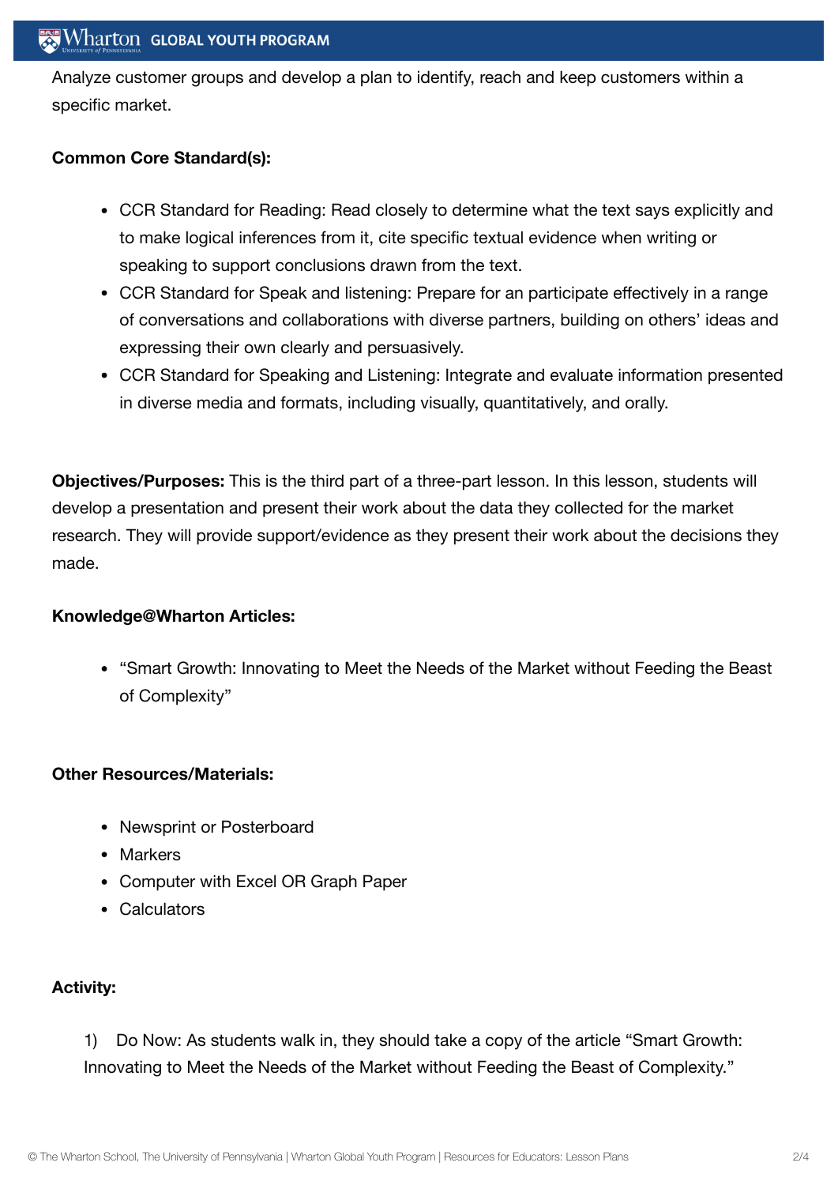Analyze customer groups and develop a plan to identify, reach and keep customers within a specific market.

**Common Core Standard(s):**

- CCR Standard for Reading: Read closely to determine what the text says explicitly and to make logical inferences from it, cite specific textual evidence when writing or speaking to support conclusions drawn from the text.
- CCR Standard for Speak and listening: Prepare for an participate effectively in a range of conversations and collaborations with diverse partners, building on others' ideas and expressing their own clearly and persuasively.
- CCR Standard for Speaking and Listening: Integrate and evaluate information presented in diverse media and formats, including visually, quantitatively, and orally.

**Objectives/Purposes:** This is the third part of a three-part lesson. In this lesson, students will develop a presentation and present their work about the data they collected for the market research. They will provide support/evidence as they present their work about the decisions they made.

**Knowledge@Wharton Articles:**

- "Smart Growth: Innovating to Meet the Needs of the Market without Feeding the Beast of Complexity"

**Other Resources/Materials:**

- Newsprint or Posterboard
- Markers
- Computer with Excel OR Graph Paper
- Calculators

**Activity:**

1) Do Now: As students walk in, they should take a copy of the article "Smart Growth: Innovating to Meet the Needs of the Market without Feeding the Beast of Complexity."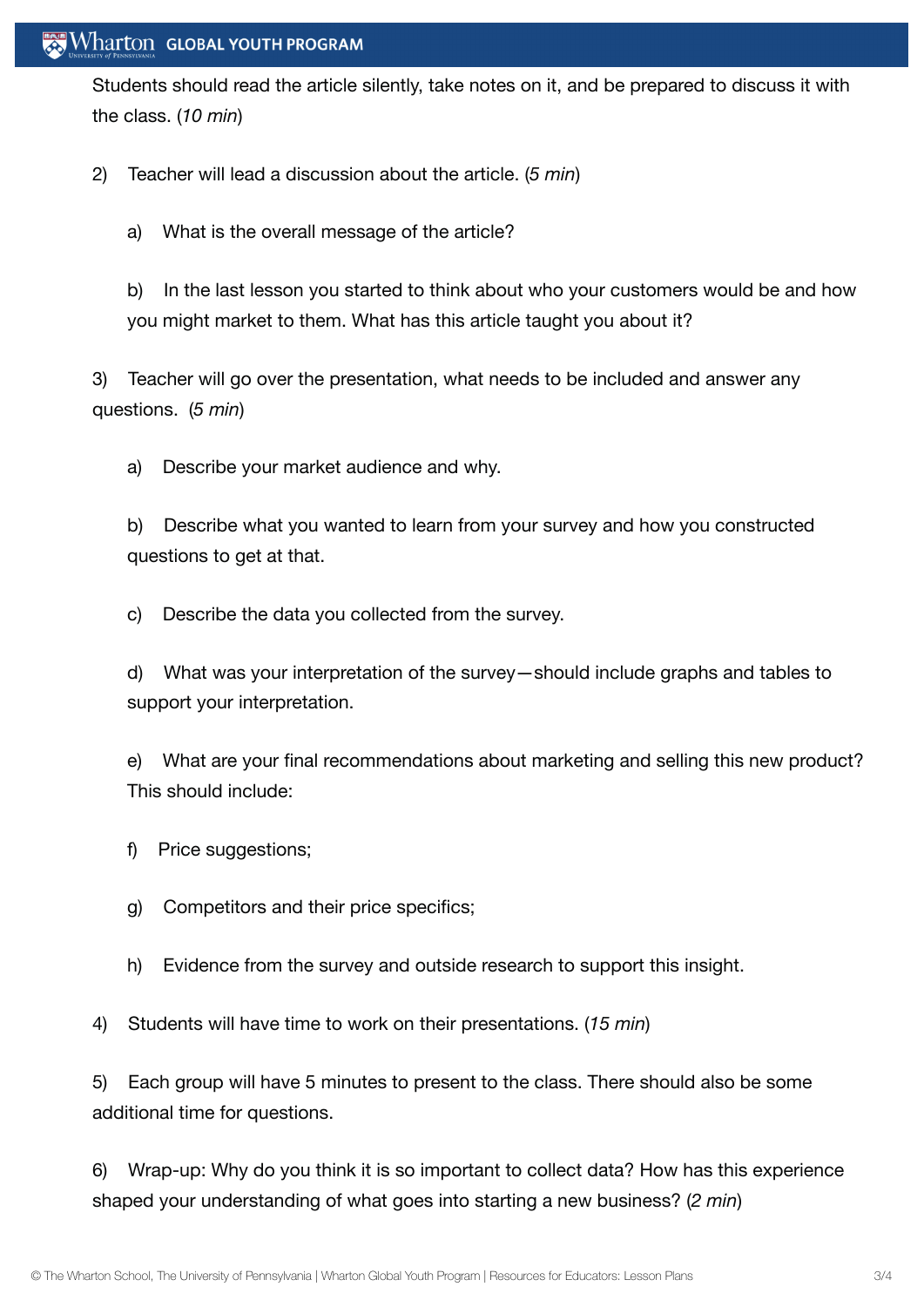Students should read the article silently, take notes on it, and be prepared to discuss it with the class. (*10 min*)

2) Teacher will lead a discussion about the article. (*5 min*)

   a) What is the overall message of the article?

   b) In the last lesson you started to think about who your customers would be and how you might market to them. What has this article taught you about it?

3) Teacher will go over the presentation, what needs to be included and answer any questions. (*5 min*)

   a) Describe your market audience and why.

   b) Describe what you wanted to learn from your survey and how you constructed questions to get at that.

   c) Describe the data you collected from the survey.

   d) What was your interpretation of the survey—should include graphs and tables to support your interpretation.

   e) What are your final recommendations about marketing and selling this new product? This should include:

   f) Price suggestions;

   g) Competitors and their price specifics;

   h) Evidence from the survey and outside research to support this insight.

4) Students will have time to work on their presentations. (*15 min*)

5) Each group will have 5 minutes to present to the class. There should also be some additional time for questions.

6) Wrap-up: Why do you think it is so important to collect data? How has this experience shaped your understanding of what goes into starting a new business? (*2 min*)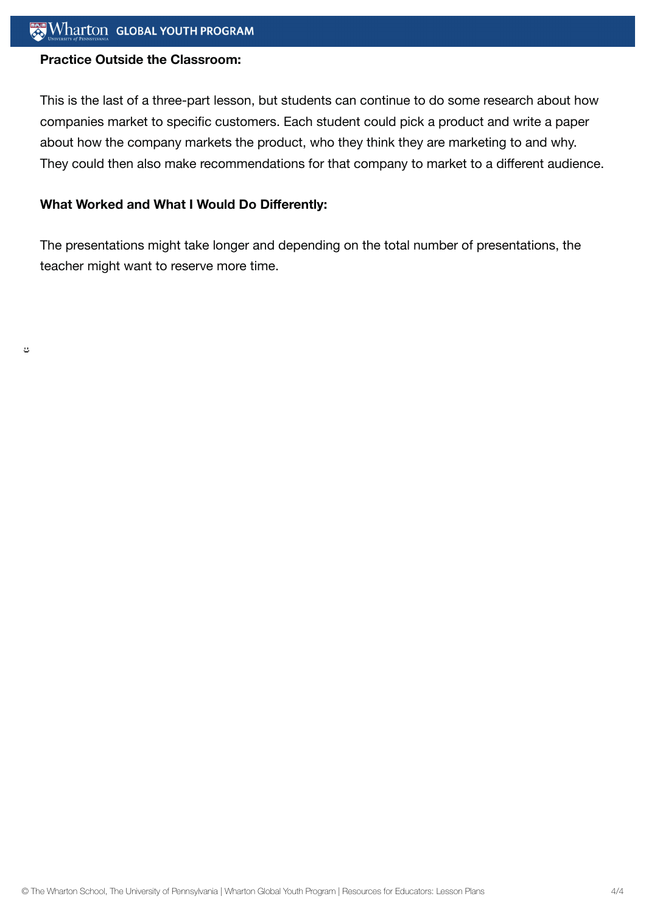**Practice Outside the Classroom:**

This is the last of a three-part lesson, but students can continue to do some research about how companies market to specific customers. Each student could pick a product and write a paper about how the company markets the product, who they think they are marketing to and why. They could then also make recommendations for that company to market to a different audience.

**What Worked and What I Would Do Differently:**

The presentations might take longer and depending on the total number of presentations, the teacher might want to reserve more time.